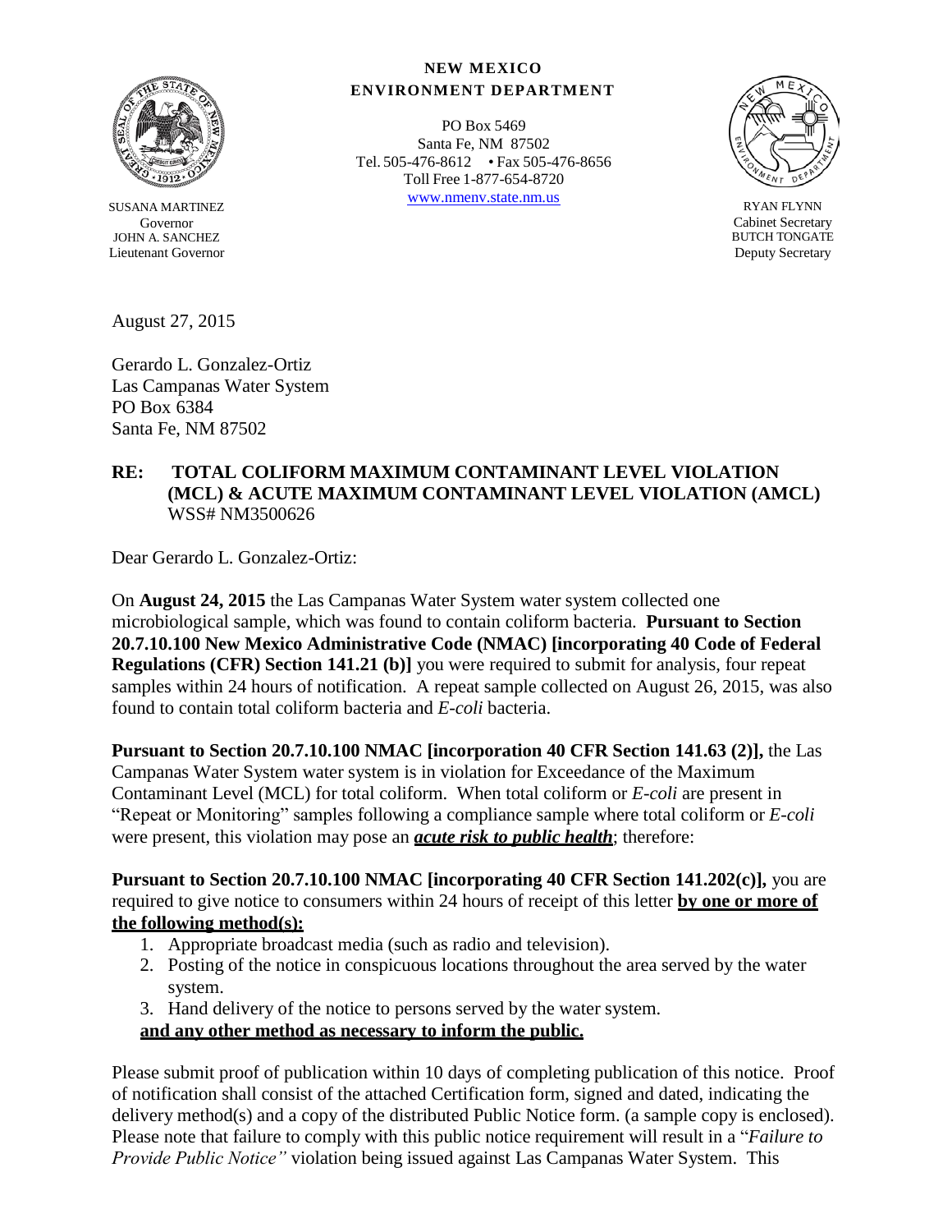**NEW MEXICO**
**ENVIRONMENT DEPARTMENT**

PO Box 5469
Santa Fe, NM 87502
Tel. 505-476-8612 • Fax 505-476-8656
Toll Free 1-877-654-8720
www.nmenv.state.nm.us

SUSANA MARTINEZ
Governor
JOHN A. SANCHEZ
Lieutenant Governor

RYAN FLYNN
Cabinet Secretary
BUTCH TONGATE
Deputy Secretary

August 27, 2015

Gerardo L. Gonzalez-Ortiz
Las Campanas Water System
PO Box 6384
Santa Fe, NM 87502

**RE: TOTAL COLIFORM MAXIMUM CONTAMINANT LEVEL VIOLATION (MCL) & ACUTE MAXIMUM CONTAMINANT LEVEL VIOLATION (AMCL)**
WSS# NM3500626

Dear Gerardo L. Gonzalez-Ortiz:

On **August 24, 2015** the Las Campanas Water System water system collected one microbiological sample, which was found to contain coliform bacteria. **Pursuant to Section 20.7.10.100 New Mexico Administrative Code (NMAC) [incorporating 40 Code of Federal Regulations (CFR) Section 141.21 (b)]** you were required to submit for analysis, four repeat samples within 24 hours of notification. A repeat sample collected on August 26, 2015, was also found to contain total coliform bacteria and *E-coli* bacteria.

**Pursuant to Section 20.7.10.100 NMAC [incorporation 40 CFR Section 141.63 (2)],** the Las Campanas Water System water system is in violation for Exceedance of the Maximum Contaminant Level (MCL) for total coliform. When total coliform or *E-coli* are present in "Repeat or Monitoring" samples following a compliance sample where total coliform or *E-coli* were present, this violation may pose an ***acute risk to public health***; therefore:

**Pursuant to Section 20.7.10.100 NMAC [incorporating 40 CFR Section 141.202(c)],** you are required to give notice to consumers within 24 hours of receipt of this letter **by one or more of the following method(s):**

1. Appropriate broadcast media (such as radio and television).
2. Posting of the notice in conspicuous locations throughout the area served by the water system.
3. Hand delivery of the notice to persons served by the water system.

**and any other method as necessary to inform the public.**

Please submit proof of publication within 10 days of completing publication of this notice. Proof of notification shall consist of the attached Certification form, signed and dated, indicating the delivery method(s) and a copy of the distributed Public Notice form. (a sample copy is enclosed). Please note that failure to comply with this public notice requirement will result in a "*Failure to Provide Public Notice"* violation being issued against Las Campanas Water System. This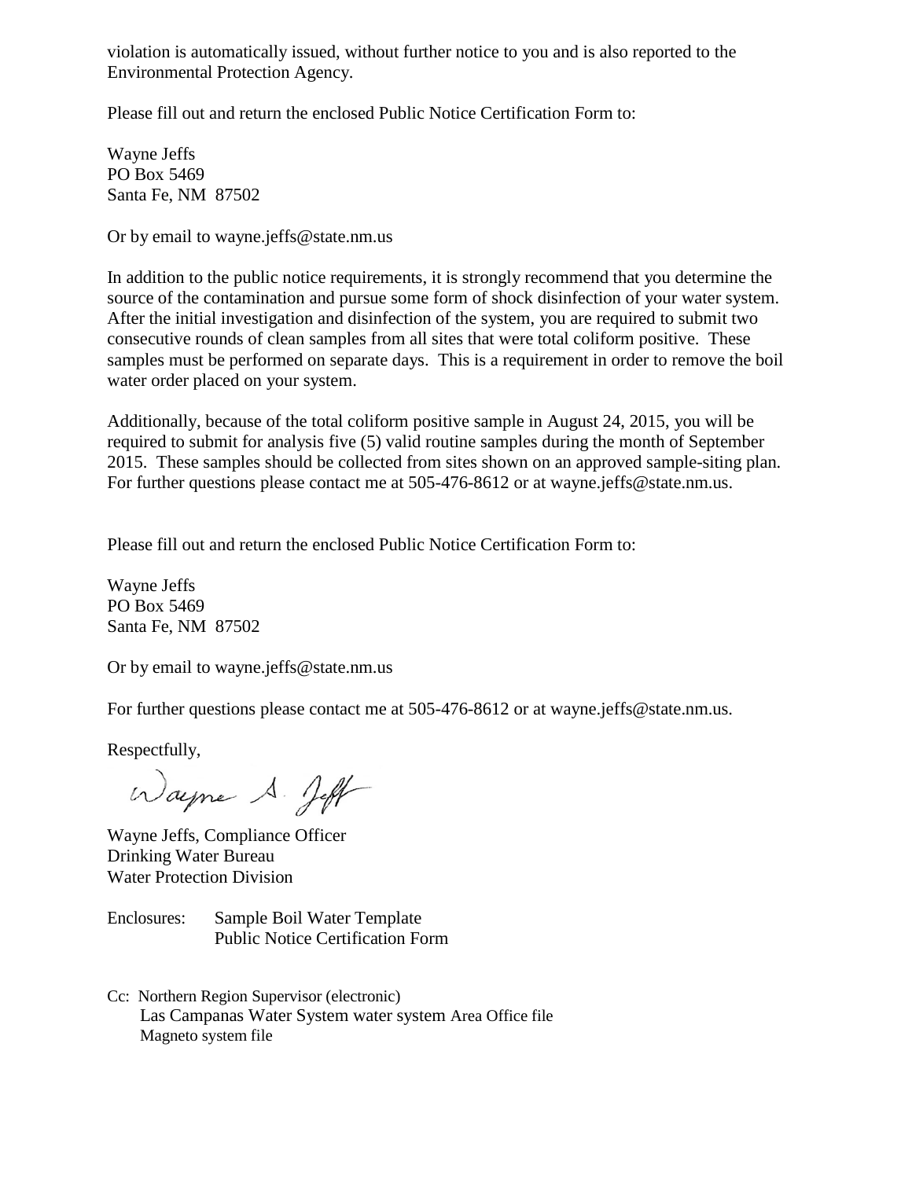violation is automatically issued, without further notice to you and is also reported to the Environmental Protection Agency.

Please fill out and return the enclosed Public Notice Certification Form to:

Wayne Jeffs
PO Box 5469
Santa Fe, NM 87502

Or by email to wayne.jeffs@state.nm.us

In addition to the public notice requirements, it is strongly recommend that you determine the source of the contamination and pursue some form of shock disinfection of your water system. After the initial investigation and disinfection of the system, you are required to submit two consecutive rounds of clean samples from all sites that were total coliform positive. These samples must be performed on separate days. This is a requirement in order to remove the boil water order placed on your system.

Additionally, because of the total coliform positive sample in August 24, 2015, you will be required to submit for analysis five (5) valid routine samples during the month of September 2015. These samples should be collected from sites shown on an approved sample-siting plan. For further questions please contact me at 505-476-8612 or at wayne.jeffs@state.nm.us.

Please fill out and return the enclosed Public Notice Certification Form to:

Wayne Jeffs
PO Box 5469
Santa Fe, NM 87502

Or by email to wayne.jeffs@state.nm.us

For further questions please contact me at 505-476-8612 or at wayne.jeffs@state.nm.us.

Respectfully,

Wayne S. Jeffs

Wayne Jeffs, Compliance Officer
Drinking Water Bureau
Water Protection Division

Enclosures: Sample Boil Water Template
Public Notice Certification Form

Cc: Northern Region Supervisor (electronic)
Las Campanas Water System water system Area Office file
Magneto system file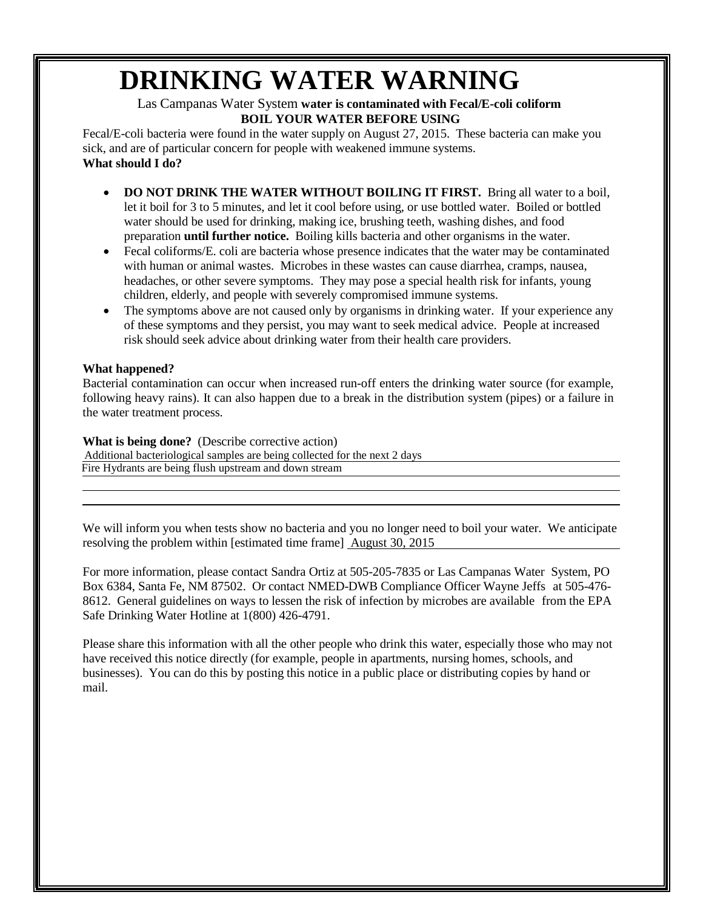# DRINKING WATER WARNING

Las Campanas Water System **water is contaminated with Fecal/E-coli coliform**
**BOIL YOUR WATER BEFORE USING**

Fecal/E-coli bacteria were found in the water supply on August 27, 2015. These bacteria can make you sick, and are of particular concern for people with weakened immune systems.

**What should I do?**

- **DO NOT DRINK THE WATER WITHOUT BOILING IT FIRST.** Bring all water to a boil, let it boil for 3 to 5 minutes, and let it cool before using, or use bottled water. Boiled or bottled water should be used for drinking, making ice, brushing teeth, washing dishes, and food preparation **until further notice.** Boiling kills bacteria and other organisms in the water.
- Fecal coliforms/E. coli are bacteria whose presence indicates that the water may be contaminated with human or animal wastes. Microbes in these wastes can cause diarrhea, cramps, nausea, headaches, or other severe symptoms. They may pose a special health risk for infants, young children, elderly, and people with severely compromised immune systems.
- The symptoms above are not caused only by organisms in drinking water. If your experience any of these symptoms and they persist, you may want to seek medical advice. People at increased risk should seek advice about drinking water from their health care providers.

**What happened?**

Bacterial contamination can occur when increased run-off enters the drinking water source (for example, following heavy rains). It can also happen due to a break in the distribution system (pipes) or a failure in the water treatment process.

**What is being done?** (Describe corrective action)

Additional bacteriological samples are being collected for the next 2 days

Fire Hydrants are being flush upstream and down stream

We will inform you when tests show no bacteria and you no longer need to boil your water. We anticipate resolving the problem within [estimated time frame] August 30, 2015

For more information, please contact Sandra Ortiz at 505-205-7835 or Las Campanas Water System, PO Box 6384, Santa Fe, NM 87502. Or contact NMED-DWB Compliance Officer Wayne Jeffs at 505-476-8612. General guidelines on ways to lessen the risk of infection by microbes are available from the EPA Safe Drinking Water Hotline at 1(800) 426-4791.

Please share this information with all the other people who drink this water, especially those who may not have received this notice directly (for example, people in apartments, nursing homes, schools, and businesses). You can do this by posting this notice in a public place or distributing copies by hand or mail.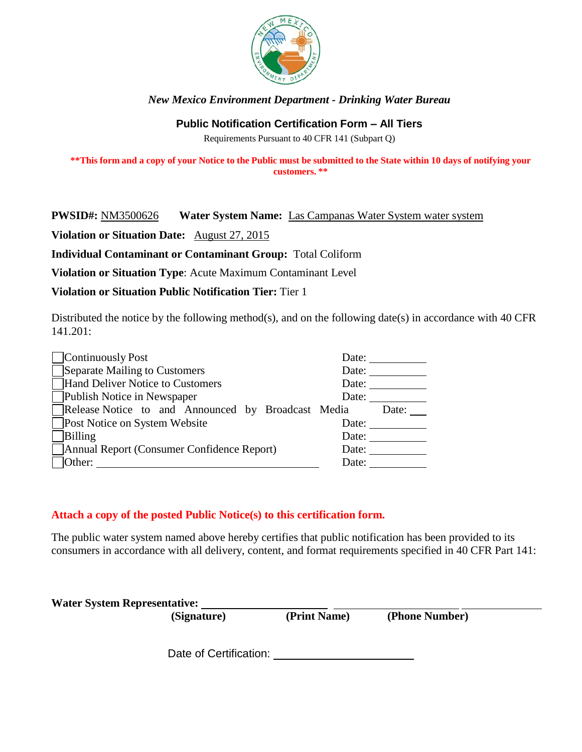*New Mexico Environment Department - Drinking Water Bureau*

## Public Notification Certification Form – All Tiers

Requirements Pursuant to 40 CFR 141 (Subpart Q)

**\*\*This form and a copy of your Notice to the Public must be submitted to the State within 10 days of notifying your customers. \*\***

**PWSID#:** NM3500626 **Water System Name:** Las Campanas Water System water system

**Violation or Situation Date:** August 27, 2015

**Individual Contaminant or Contaminant Group:** Total Coliform

**Violation or Situation Type**: Acute Maximum Contaminant Level

**Violation or Situation Public Notification Tier:** Tier 1

Distributed the notice by the following method(s), and on the following date(s) in accordance with 40 CFR 141.201:

- ☐ Continuously Post Date: ______
- ☐ Separate Mailing to Customers Date: ______
- ☐ Hand Deliver Notice to Customers Date: ______
- ☐ Publish Notice in Newspaper Date: ______
- ☐ Release Notice to and Announced by Broadcast Media Date: ___
- ☐ Post Notice on System Website Date: ______
- ☐ Billing Date: ______
- ☐ Annual Report (Consumer Confidence Report) Date: ______
- ☐ Other: ______________________ Date: ______

**Attach a copy of the posted Public Notice(s) to this certification form.**

The public water system named above hereby certifies that public notification has been provided to its consumers in accordance with all delivery, content, and format requirements specified in 40 CFR Part 141:

**Water System Representative:** ______________ ______________ ______________

**(Signature)** **(Print Name)** **(Phone Number)**

Date of Certification: ______________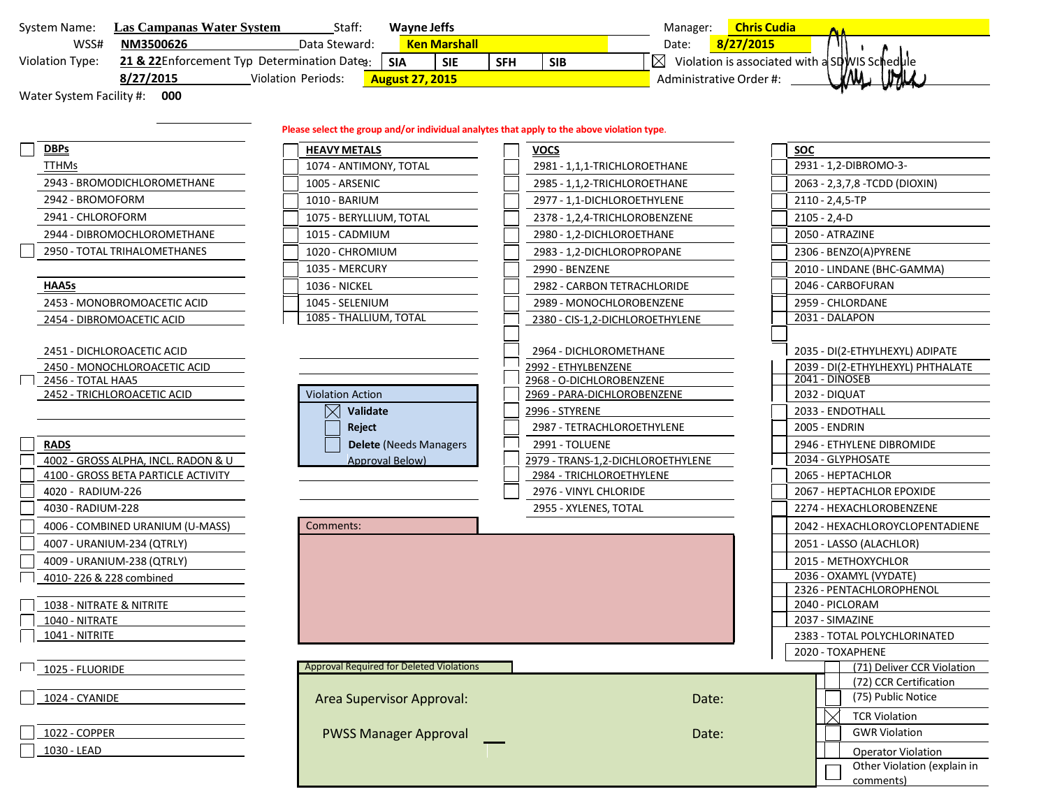System Name: **Las Campanas Water System** Staff: **Wayne Jeffs** Manager: **Chris Cudia**

WSS# **NM3500626** Data Steward: **Ken Marshall** Date: **8/27/2015**

Violation Type: **21 & 22** Enforcement Typ Determination Date: **8/27/2015** | SIA | SIE | SFH | SIB | ☒ Violation is associated with a SDWIS Schedule

Violation Periods: **August 27, 2015** Administrative Order #:

Water System Facility #: **000**

Please select the group and/or individual analytes that apply to the above violation type.

**DBPs**

☐ TTHMs
- 2943 - BROMODICHLOROMETHANE
- 2942 - BROMOFORM
- 2941 - CHLOROFORM
- 2944 - DIBROMOCHLOROMETHANE
- ☐ 2950 - TOTAL TRIHALOMETHANES

**HAA5s**
- 2453 - MONOBROMOACETIC ACID
- 2454 - DIBROMOACETIC ACID
- 2451 - DICHLOROACETIC ACID
- 2450 - MONOCHLOROACETIC ACID
- ☐ 2456 - TOTAL HAA5
- 2452 - TRICHLOROACETIC ACID

☐ **RADS**
- ☐ 4002 - GROSS ALPHA, INCL. RADON & U
- ☐ 4100 - GROSS BETA PARTICLE ACTIVITY
- ☐ 4020 - RADIUM-226
- ☐ 4030 - RADIUM-228
- ☐ 4006 - COMBINED URANIUM (U-MASS)
- ☐ 4007 - URANIUM-234 (QTRLY)
- ☐ 4009 - URANIUM-238 (QTRLY)
- ☐ 4010- 226 & 228 combined

- ☐ 1038 - NITRATE & NITRITE
- ☐ 1040 - NITRATE
- ☐ 1041 - NITRITE
- ☐ 1025 - FLUORIDE
- ☐ 1024 - CYANIDE
- ☐ 1022 - COPPER
- ☐ 1030 - LEAD

☐ **HEAVY METALS**
- ☐ 1074 - ANTIMONY, TOTAL
- ☐ 1005 - ARSENIC
- ☐ 1010 - BARIUM
- ☐ 1075 - BERYLLIUM, TOTAL
- ☐ 1015 - CADMIUM
- ☐ 1020 - CHROMIUM
- ☐ 1035 - MERCURY
- ☐ 1036 - NICKEL
- ☐ 1045 - SELENIUM
- ☐ 1085 - THALLIUM, TOTAL

**Violation Action**
- ☒ **Validate**
- ☐ **Reject**
- ☐ **Delete** (Needs Managers Approval Below)

Comments:

☐ **VOCS**
- ☐ 2981 - 1,1,1-TRICHLOROETHANE
- ☐ 2985 - 1,1,2-TRICHLOROETHANE
- ☐ 2977 - 1,1-DICHLOROETHYLENE
- ☐ 2378 - 1,2,4-TRICHLOROBENZENE
- ☐ 2980 - 1,2-DICHLOROETHANE
- ☐ 2983 - 1,2-DICHLOROPROPANE
- ☐ 2990 - BENZENE
- ☐ 2982 - CARBON TETRACHLORIDE
- ☐ 2989 - MONOCHLOROBENZENE
- ☐ 2380 - CIS-1,2-DICHLOROETHYLENE
- ☐ 2964 - DICHLOROMETHANE
- ☐ 2992 - ETHYLBENZENE
- ☐ 2968 - O-DICHLOROBENZENE
- ☐ 2969 - PARA-DICHLOROBENZENE
- ☐ 2996 - STYRENE
- ☐ 2987 - TETRACHLOROETHYLENE
- ☐ 2991 - TOLUENE
- ☐ 2979 - TRANS-1,2-DICHLOROETHYLENE
- ☐ 2984 - TRICHLOROETHYLENE
- ☐ 2976 - VINYL CHLORIDE
- 2955 - XYLENES, TOTAL

☐ **SOC**
- ☐ 2931 - 1,2-DIBROMO-3-
- ☐ 2063 - 2,3,7,8 -TCDD (DIOXIN)
- ☐ 2110 - 2,4,5-TP
- ☐ 2105 - 2,4-D
- ☐ 2050 - ATRAZINE
- ☐ 2306 - BENZO(A)PYRENE
- ☐ 2010 - LINDANE (BHC-GAMMA)
- ☐ 2046 - CARBOFURAN
- ☐ 2959 - CHLORDANE
- ☐ 2031 - DALAPON
- ☐ 2035 - DI(2-ETHYLHEXYL) ADIPATE
- ☐ 2039 - DI(2-ETHYLHEXYL) PHTHALATE
- ☐ 2041 - DINOSEB
- ☐ 2032 - DIQUAT
- ☐ 2033 - ENDOTHALL
- ☐ 2005 - ENDRIN
- ☐ 2946 - ETHYLENE DIBROMIDE
- ☐ 2034 - GLYPHOSATE
- ☐ 2065 - HEPTACHLOR
- ☐ 2067 - HEPTACHLOR EPOXIDE
- ☐ 2274 - HEXACHLOROBENZENE
- ☐ 2042 - HEXACHLOROYCLOPENTADIENE
- ☐ 2051 - LASSO (ALACHLOR)
- ☐ 2015 - METHOXYCHLOR
- ☐ 2036 - OXAMYL (VYDATE)
- ☐ 2326 - PENTACHLOROPHENOL
- ☐ 2040 - PICLORAM
- ☐ 2037 - SIMAZINE
- ☐ 2383 - TOTAL POLYCHLORINATED
- ☐ 2020 - TOXAPHENE

- ☐ (71) Deliver CCR Violation
- ☐ (72) CCR Certification
- ☐ (75) Public Notice
- ☒ TCR Violation
- ☐ GWR Violation
- ☐ Operator Violation
- ☐ Other Violation (explain in comments)

**Approval Required for Deleted Violations**

Area Supervisor Approval: Date:

PWSS Manager Approval Date: